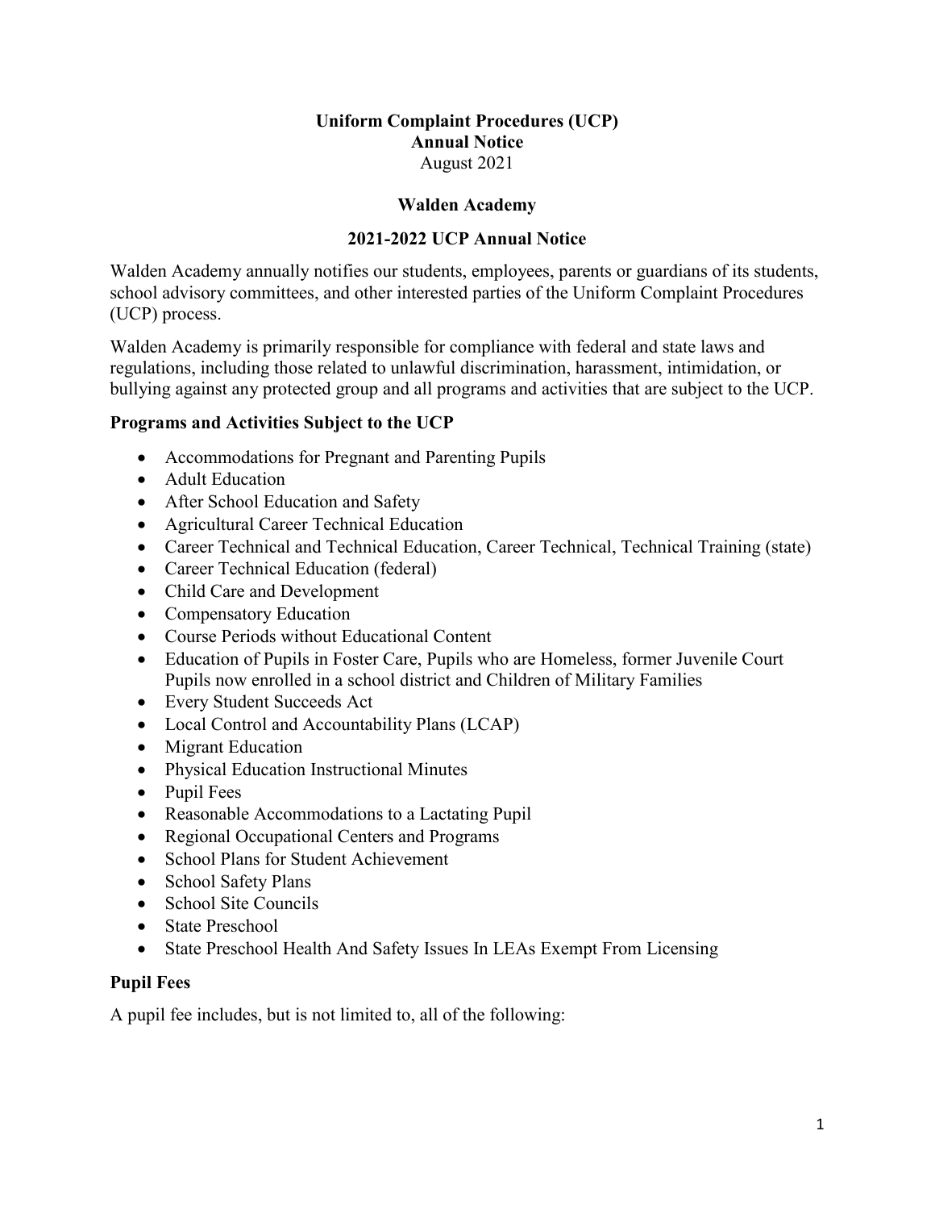# Uniform Complaint Procedures (UCP)
# Annual Notice

August 2021

## Walden Academy

## 2021-2022 UCP Annual Notice

Walden Academy annually notifies our students, employees, parents or guardians of its students, school advisory committees, and other interested parties of the Uniform Complaint Procedures (UCP) process.

Walden Academy is primarily responsible for compliance with federal and state laws and regulations, including those related to unlawful discrimination, harassment, intimidation, or bullying against any protected group and all programs and activities that are subject to the UCP.

### Programs and Activities Subject to the UCP

- Accommodations for Pregnant and Parenting Pupils
- Adult Education
- After School Education and Safety
- Agricultural Career Technical Education
- Career Technical and Technical Education, Career Technical, Technical Training (state)
- Career Technical Education (federal)
- Child Care and Development
- Compensatory Education
- Course Periods without Educational Content
- Education of Pupils in Foster Care, Pupils who are Homeless, former Juvenile Court Pupils now enrolled in a school district and Children of Military Families
- Every Student Succeeds Act
- Local Control and Accountability Plans (LCAP)
- Migrant Education
- Physical Education Instructional Minutes
- Pupil Fees
- Reasonable Accommodations to a Lactating Pupil
- Regional Occupational Centers and Programs
- School Plans for Student Achievement
- School Safety Plans
- School Site Councils
- State Preschool
- State Preschool Health And Safety Issues In LEAs Exempt From Licensing

### Pupil Fees

A pupil fee includes, but is not limited to, all of the following: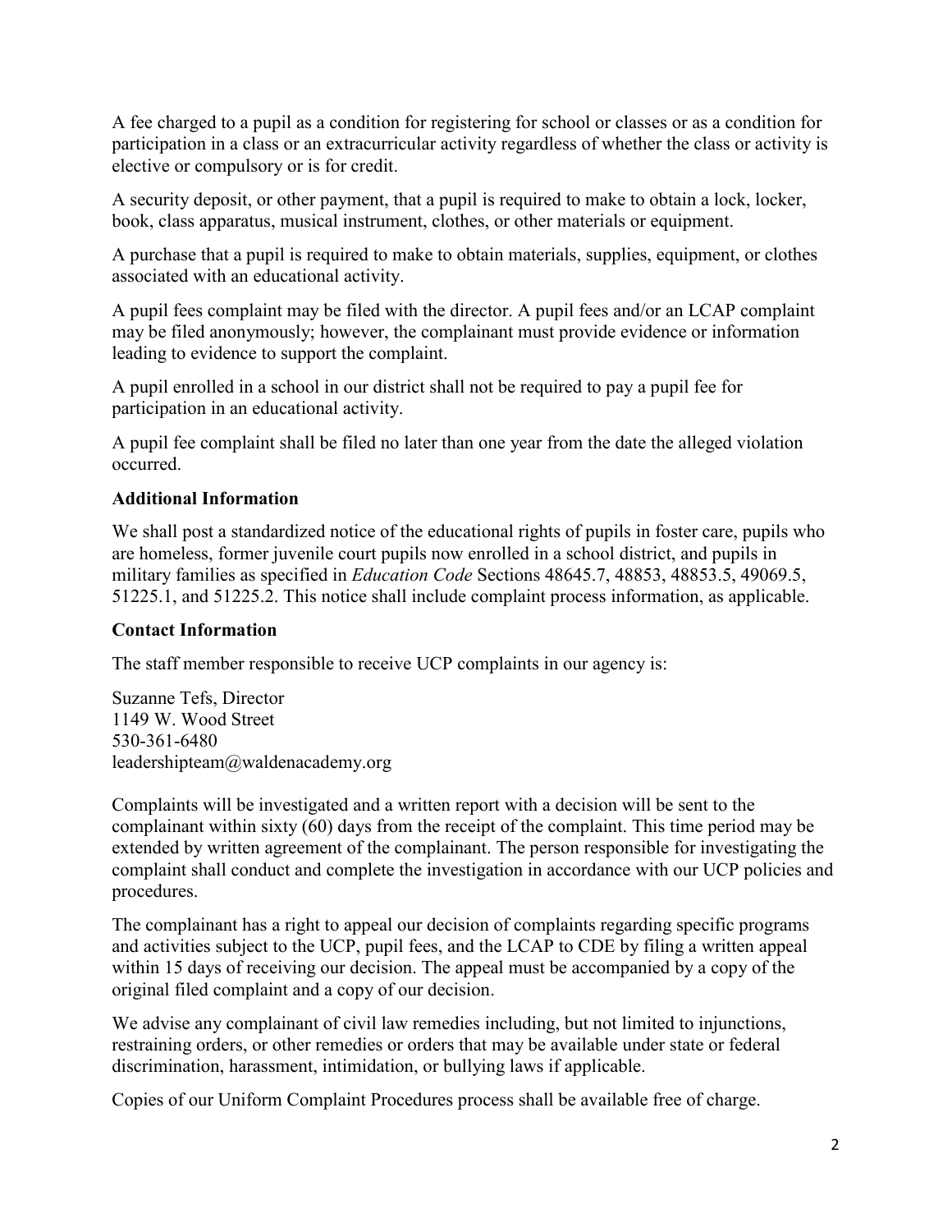A fee charged to a pupil as a condition for registering for school or classes or as a condition for participation in a class or an extracurricular activity regardless of whether the class or activity is elective or compulsory or is for credit.

A security deposit, or other payment, that a pupil is required to make to obtain a lock, locker, book, class apparatus, musical instrument, clothes, or other materials or equipment.

A purchase that a pupil is required to make to obtain materials, supplies, equipment, or clothes associated with an educational activity.

A pupil fees complaint may be filed with the director. A pupil fees and/or an LCAP complaint may be filed anonymously; however, the complainant must provide evidence or information leading to evidence to support the complaint.

A pupil enrolled in a school in our district shall not be required to pay a pupil fee for participation in an educational activity.

A pupil fee complaint shall be filed no later than one year from the date the alleged violation occurred.

**Additional Information**

We shall post a standardized notice of the educational rights of pupils in foster care, pupils who are homeless, former juvenile court pupils now enrolled in a school district, and pupils in military families as specified in *Education Code* Sections 48645.7, 48853, 48853.5, 49069.5, 51225.1, and 51225.2. This notice shall include complaint process information, as applicable.

**Contact Information**

The staff member responsible to receive UCP complaints in our agency is:

Suzanne Tefs, Director
1149 W. Wood Street
530-361-6480
leadershipteam@waldenacademy.org

Complaints will be investigated and a written report with a decision will be sent to the complainant within sixty (60) days from the receipt of the complaint. This time period may be extended by written agreement of the complainant. The person responsible for investigating the complaint shall conduct and complete the investigation in accordance with our UCP policies and procedures.

The complainant has a right to appeal our decision of complaints regarding specific programs and activities subject to the UCP, pupil fees, and the LCAP to CDE by filing a written appeal within 15 days of receiving our decision. The appeal must be accompanied by a copy of the original filed complaint and a copy of our decision.

We advise any complainant of civil law remedies including, but not limited to injunctions, restraining orders, or other remedies or orders that may be available under state or federal discrimination, harassment, intimidation, or bullying laws if applicable.

Copies of our Uniform Complaint Procedures process shall be available free of charge.